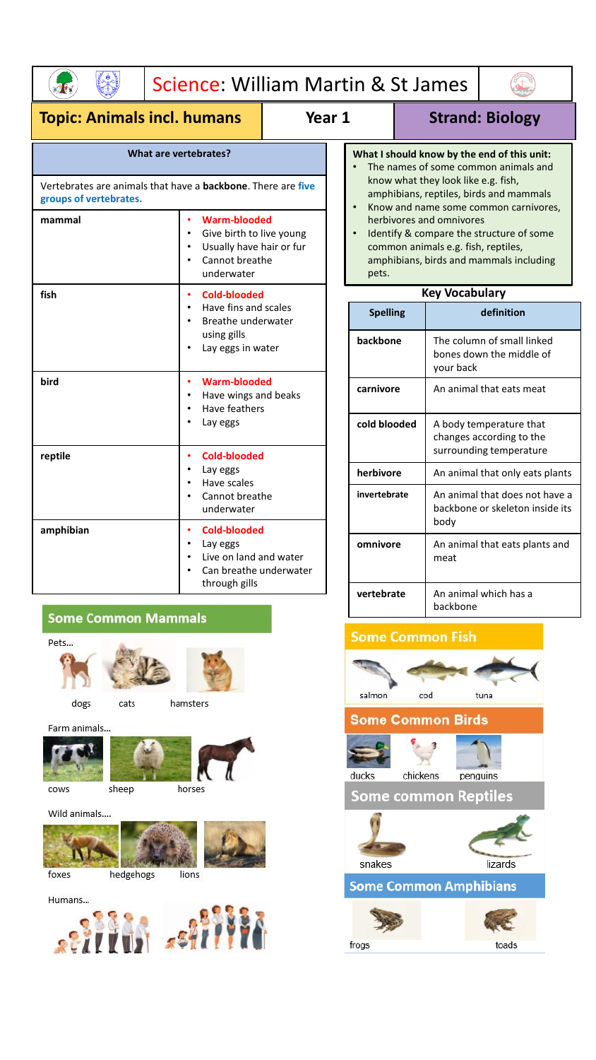# Science: William Martin & St James

**Topic: Animals incl. humans** | **Year 1** | **Strand: Biology**

## What are vertebrates?

Vertebrates are animals that have a **backbone**. There are **five groups of vertebrates.**

| | |
|---|---|
| **mammal** | • Warm-blooded<br>• Give birth to live young<br>• Usually have hair or fur<br>• Cannot breathe underwater |
| **fish** | • Cold-blooded<br>• Have fins and scales<br>• Breathe underwater using gills<br>• Lay eggs in water |
| **bird** | • Warm-blooded<br>• Have wings and beaks<br>• Have feathers<br>• Lay eggs |
| **reptile** | • Cold-blooded<br>• Lay eggs<br>• Have scales<br>• Cannot breathe underwater |
| **amphibian** | • Cold-blooded<br>• Lay eggs<br>• Live on land and water<br>• Can breathe underwater through gills |

## What I should know by the end of this unit:

- The names of some common animals and know what they look like e.g. fish, amphibians, reptiles, birds and mammals
- Know and name some common carnivores, herbivores and omnivores
- Identify & compare the structure of some common animals e.g. fish, reptiles, amphibians, birds and mammals including pets.

## Key Vocabulary

| Spelling | definition |
|---|---|
| **backbone** | The column of small linked bones down the middle of your back |
| **carnivore** | An animal that eats meat |
| **cold blooded** | A body temperature that changes according to the surrounding temperature |
| **herbivore** | An animal that only eats plants |
| **invertebrate** | An animal that does not have a backbone or skeleton inside its body |
| **omnivore** | An animal that eats plants and meat |
| **vertebrate** | An animal which has a backbone |

## Some Common Mammals

Pets…

dogs cats hamsters

Farm animals…

cows sheep horses

Wild animals….

foxes hedgehogs lions

Humans…

## Some Common Fish

salmon cod tuna

## Some Common Birds

ducks chickens penguins

## Some common Reptiles

snakes lizards

## Some Common Amphibians

frogs toads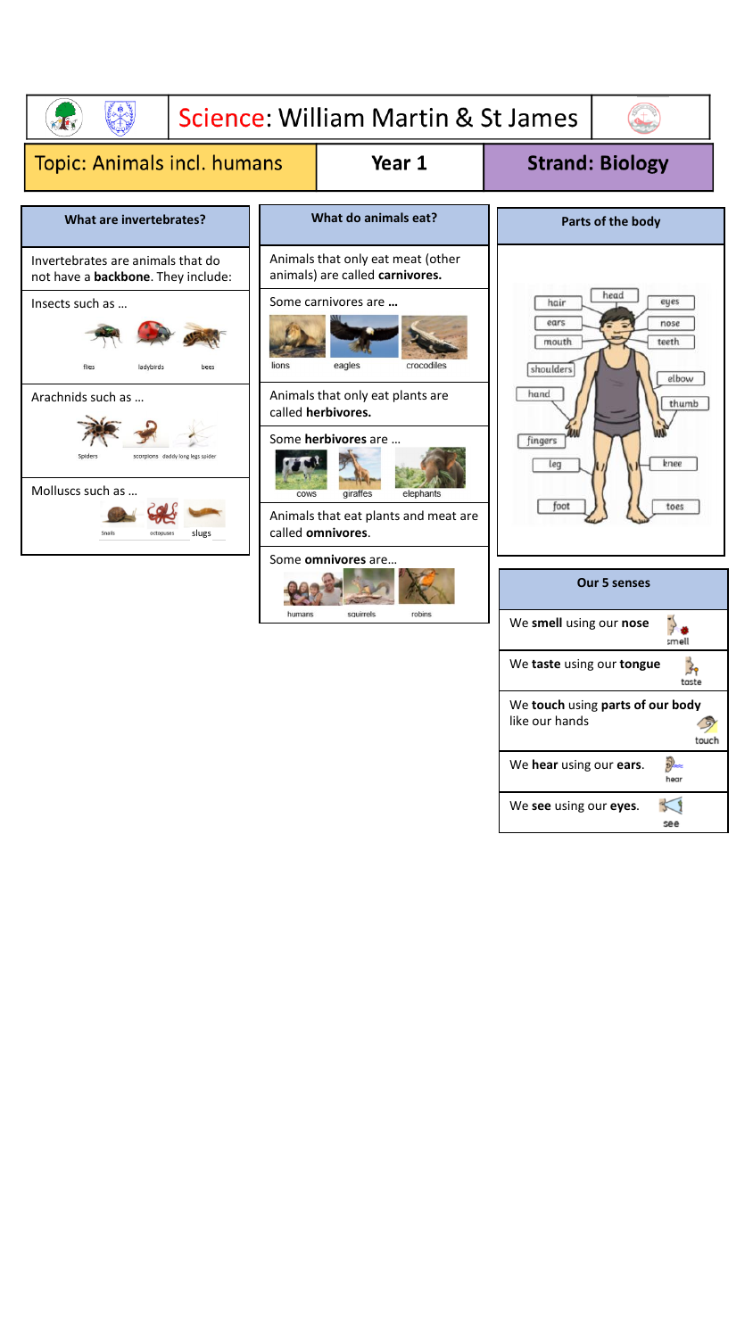# Science: William Martin & St James

**Topic: Animals incl. humans** | **Year 1** | **Strand: Biology**

## What are invertebrates?

Invertebrates are animals that do not have a **backbone**. They include:

Insects such as …

flies, ladybirds, bees

Arachnids such as …

Spiders, scorpions, daddy long legs spider

Molluscs such as …

Snails, octopuses, slugs

## What do animals eat?

Animals that only eat meat (other animals) are called **carnivores.**

Some carnivores are **…**

lions, eagles, crocodiles

Animals that only eat plants are called **herbivores.**

Some **herbivores** are …

cows, giraffes, elephants

Animals that eat plants and meat are called **omnivores**.

Some **omnivores** are…

humans, squirrels, robins

## Parts of the body

hair, head, eyes, ears, nose, mouth, teeth, shoulders, elbow, hand, thumb, fingers, leg, knee, foot, toes

## Our 5 senses

We **smell** using our **nose** (smell)

We **taste** using our **tongue** (taste)

We **touch** using **parts of our body** like our hands (touch)

We **hear** using our **ears**. (hear)

We **see** using our **eyes**. (see)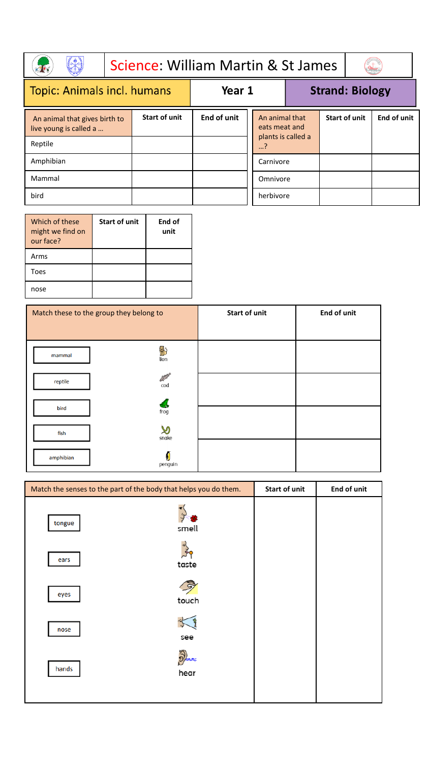# Science: William Martin & St James

| Topic: Animals incl. humans | Year 1 | Strand: Biology |
| --- | --- | --- |

| An animal that gives birth to live young is called a … | Start of unit | End of unit |
| --- | --- | --- |
| Reptile | | |
| Amphibian | | |
| Mammal | | |
| bird | | |

| An animal that eats meat and plants is called a …? | Start of unit | End of unit |
| --- | --- | --- |
| Carnivore | | |
| Omnivore | | |
| herbivore | | |

| Which of these might we find on our face? | Start of unit | End of unit |
| --- | --- | --- |
| Arms | | |
| Toes | | |
| nose | | |

| Match these to the group they belong to | | Start of unit | End of unit |
| --- | --- | --- | --- |
| mammal | lion | | |
| reptile | cod | | |
| bird | frog | | |
| fish | snake | | |
| amphibian | penguin | | |

| Match the senses to the part of the body that helps you do them. | | Start of unit | End of unit |
| --- | --- | --- | --- |
| tongue | smell | | |
| ears | taste | | |
| eyes | touch | | |
| nose | see | | |
| hands | hear | | |